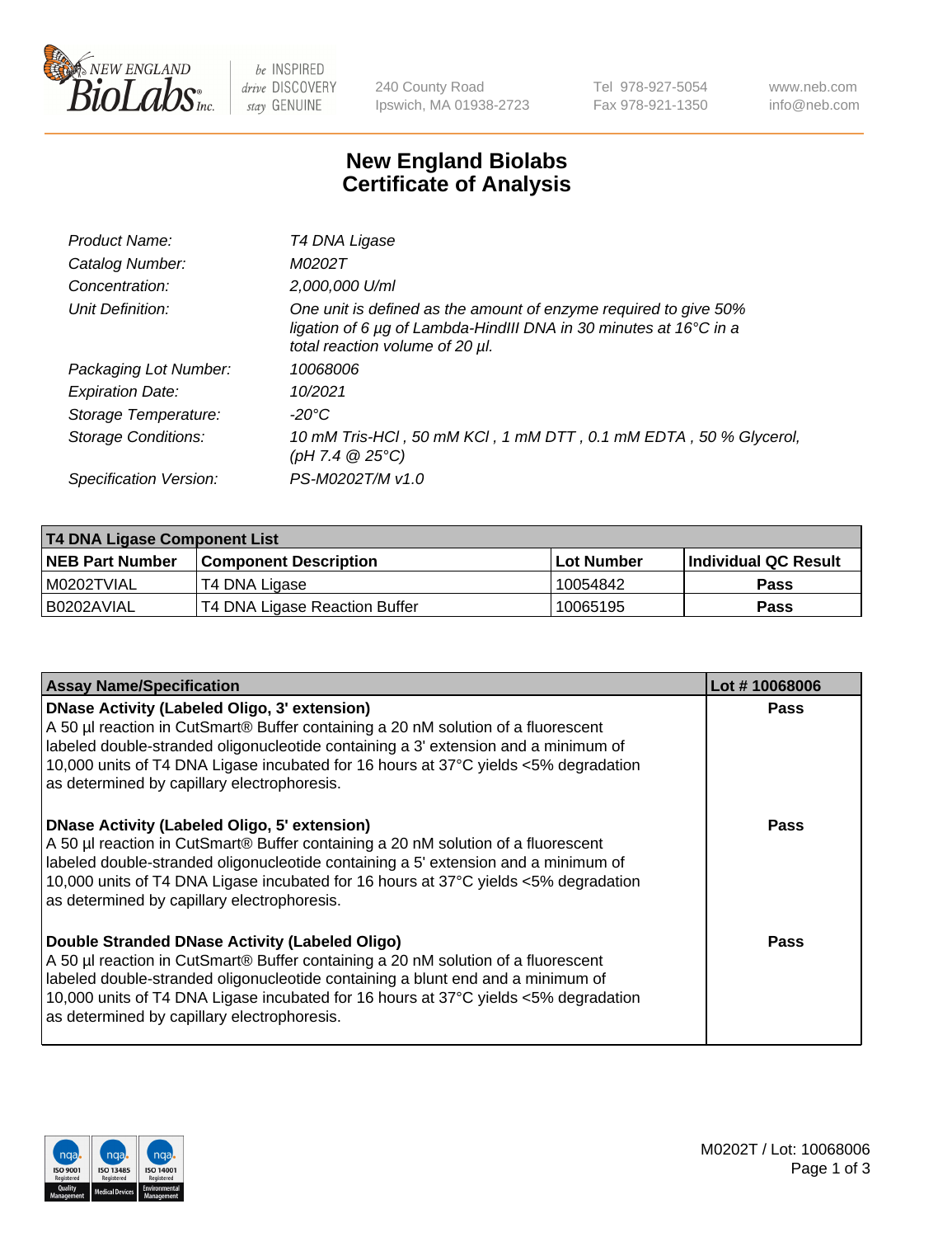# New England Biolabs Certificate of Analysis

| | |
|---|---|
| Product Name: | *T4 DNA Ligase* |
| Catalog Number: | *M0202T* |
| Concentration: | *2,000,000 U/ml* |
| Unit Definition: | *One unit is defined as the amount of enzyme required to give 50% ligation of 6 µg of Lambda-HindIII DNA in 30 minutes at 16°C in a total reaction volume of 20 µl.* |
| Packaging Lot Number: | *10068006* |
| Expiration Date: | *10/2021* |
| Storage Temperature: | *-20°C* |
| Storage Conditions: | *10 mM Tris-HCl , 50 mM KCl , 1 mM DTT , 0.1 mM EDTA , 50 % Glycerol, (pH 7.4 @ 25°C)* |
| Specification Version: | *PS-M0202T/M v1.0* |

| T4 DNA Ligase Component List | | | |
|---|---|---|---|
| **NEB Part Number** | **Component Description** | **Lot Number** | **Individual QC Result** |
| M0202TVIAL | T4 DNA Ligase | 10054842 | Pass |
| B0202AVIAL | T4 DNA Ligase Reaction Buffer | 10065195 | Pass |

| Assay Name/Specification | Lot # 10068006 |
|---|---|
| **DNase Activity (Labeled Oligo, 3' extension)**<br>A 50 µl reaction in CutSmart® Buffer containing a 20 nM solution of a fluorescent labeled double-stranded oligonucleotide containing a 3' extension and a minimum of 10,000 units of T4 DNA Ligase incubated for 16 hours at 37°C yields <5% degradation as determined by capillary electrophoresis. | Pass |
| **DNase Activity (Labeled Oligo, 5' extension)**<br>A 50 µl reaction in CutSmart® Buffer containing a 20 nM solution of a fluorescent labeled double-stranded oligonucleotide containing a 5' extension and a minimum of 10,000 units of T4 DNA Ligase incubated for 16 hours at 37°C yields <5% degradation as determined by capillary electrophoresis. | Pass |
| **Double Stranded DNase Activity (Labeled Oligo)**<br>A 50 µl reaction in CutSmart® Buffer containing a 20 nM solution of a fluorescent labeled double-stranded oligonucleotide containing a blunt end and a minimum of 10,000 units of T4 DNA Ligase incubated for 16 hours at 37°C yields <5% degradation as determined by capillary electrophoresis. | Pass |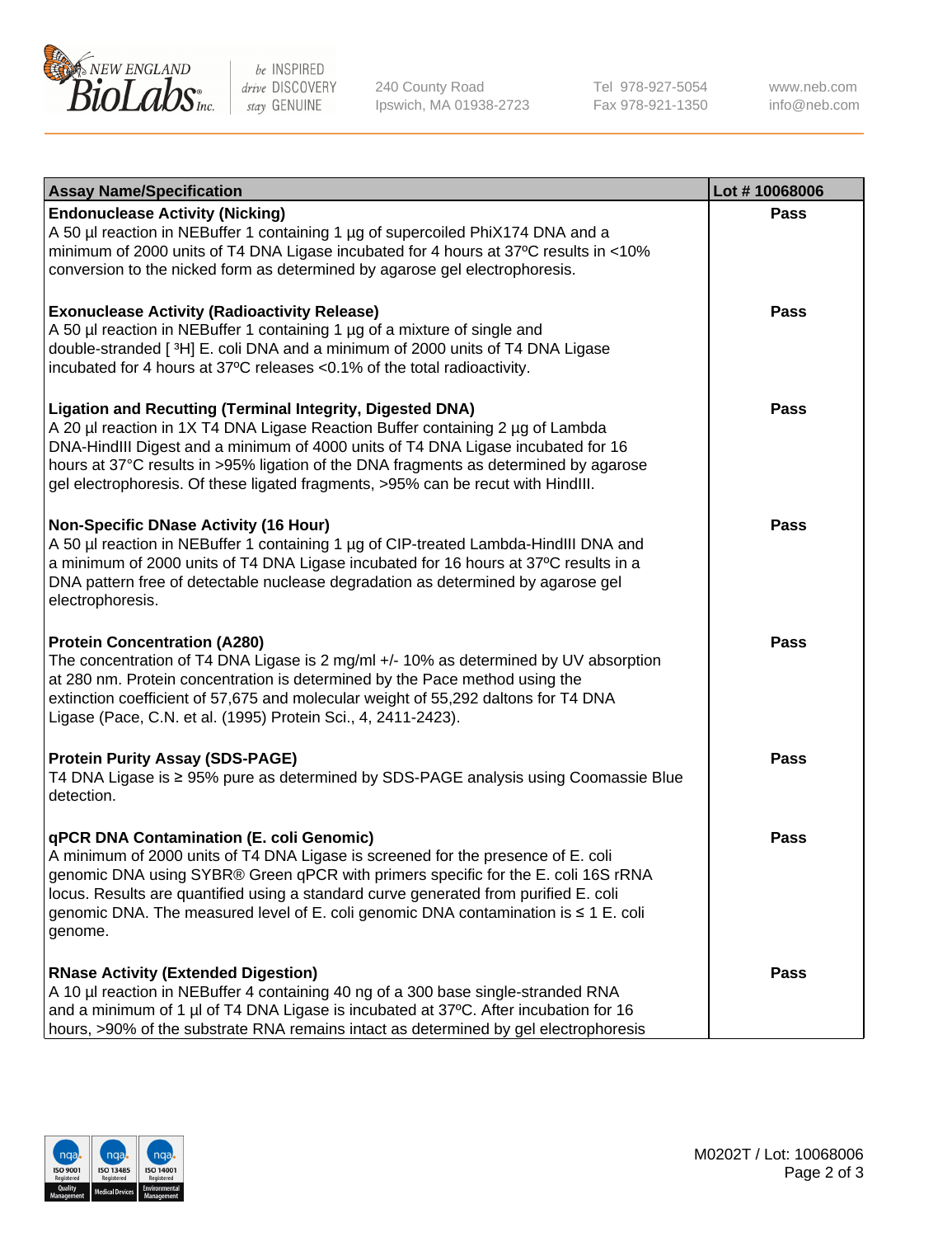| Assay Name/Specification | Lot # 10068006 |
|---|---|
| **Endonuclease Activity (Nicking)**<br>A 50 µl reaction in NEBuffer 1 containing 1 µg of supercoiled PhiX174 DNA and a minimum of 2000 units of T4 DNA Ligase incubated for 4 hours at 37ºC results in <10% conversion to the nicked form as determined by agarose gel electrophoresis. | **Pass** |
| **Exonuclease Activity (Radioactivity Release)**<br>A 50 µl reaction in NEBuffer 1 containing 1 µg of a mixture of single and double-stranded [ $^3$H] E. coli DNA and a minimum of 2000 units of T4 DNA Ligase incubated for 4 hours at 37ºC releases <0.1% of the total radioactivity. | **Pass** |
| **Ligation and Recutting (Terminal Integrity, Digested DNA)**<br>A 20 µl reaction in 1X T4 DNA Ligase Reaction Buffer containing 2 µg of Lambda DNA-HindIII Digest and a minimum of 4000 units of T4 DNA Ligase incubated for 16 hours at 37°C results in >95% ligation of the DNA fragments as determined by agarose gel electrophoresis. Of these ligated fragments, >95% can be recut with HindIII. | **Pass** |
| **Non-Specific DNase Activity (16 Hour)**<br>A 50 µl reaction in NEBuffer 1 containing 1 µg of CIP-treated Lambda-HindIII DNA and a minimum of 2000 units of T4 DNA Ligase incubated for 16 hours at 37ºC results in a DNA pattern free of detectable nuclease degradation as determined by agarose gel electrophoresis. | **Pass** |
| **Protein Concentration (A280)**<br>The concentration of T4 DNA Ligase is 2 mg/ml +/- 10% as determined by UV absorption at 280 nm. Protein concentration is determined by the Pace method using the extinction coefficient of 57,675 and molecular weight of 55,292 daltons for T4 DNA Ligase (Pace, C.N. et al. (1995) Protein Sci., 4, 2411-2423). | **Pass** |
| **Protein Purity Assay (SDS-PAGE)**<br>T4 DNA Ligase is ≥ 95% pure as determined by SDS-PAGE analysis using Coomassie Blue detection. | **Pass** |
| **qPCR DNA Contamination (E. coli Genomic)**<br>A minimum of 2000 units of T4 DNA Ligase is screened for the presence of E. coli genomic DNA using SYBR® Green qPCR with primers specific for the E. coli 16S rRNA locus. Results are quantified using a standard curve generated from purified E. coli genomic DNA. The measured level of E. coli genomic DNA contamination is ≤ 1 E. coli genome. | **Pass** |
| **RNase Activity (Extended Digestion)**<br>A 10 µl reaction in NEBuffer 4 containing 40 ng of a 300 base single-stranded RNA and a minimum of 1 µl of T4 DNA Ligase is incubated at 37ºC. After incubation for 16 hours, >90% of the substrate RNA remains intact as determined by gel electrophoresis | **Pass** |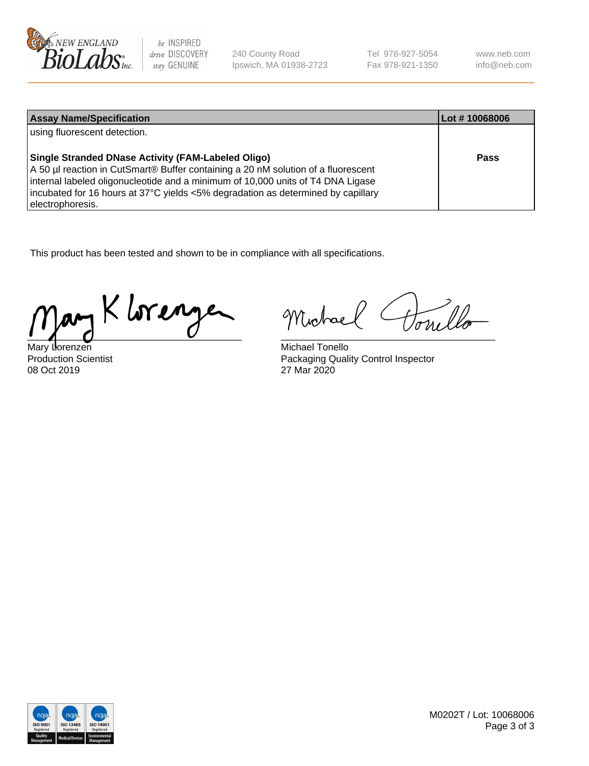| Assay Name/Specification | Lot # 10068006 |
| --- | --- |
| using fluorescent detection. | |
| **Single Stranded DNase Activity (FAM-Labeled Oligo)**<br>A 50 µl reaction in CutSmart® Buffer containing a 20 nM solution of a fluorescent internal labeled oligonucleotide and a minimum of 10,000 units of T4 DNA Ligase incubated for 16 hours at 37°C yields <5% degradation as determined by capillary electrophoresis. | **Pass** |

This product has been tested and shown to be in compliance with all specifications.

Mary Lorenzen
Production Scientist
08 Oct 2019

Michael Tonello
Packaging Quality Control Inspector
27 Mar 2020

M0202T / Lot: 10068006